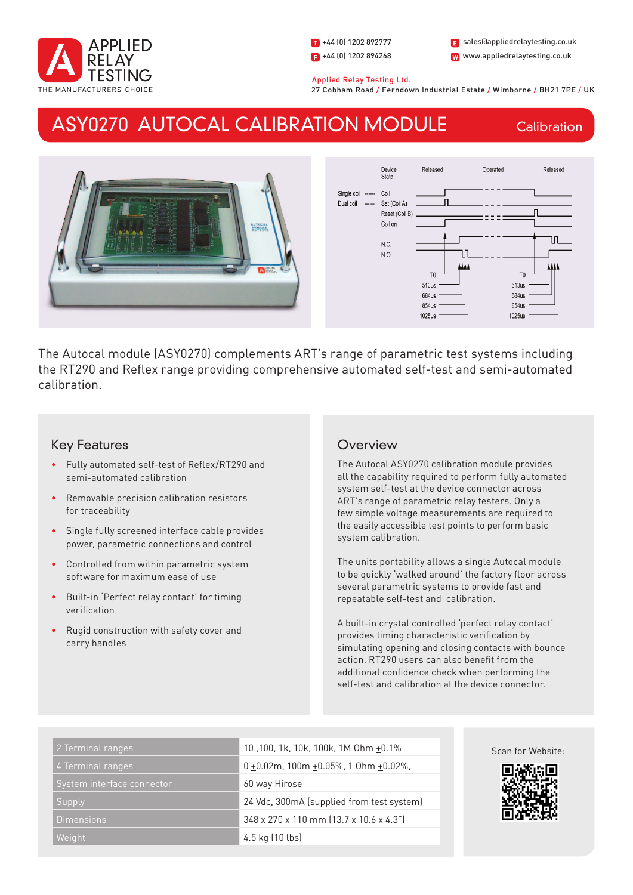APPLIED RELAY TESTING
THE MANUFACTURERS' CHOICE

T +44 (0) 1202 892777
F +44 (0) 1202 894268
E sales@appliedrelaytesting.co.uk
W www.appliedrelaytesting.co.uk

Applied Relay Testing Ltd.
27 Cobham Road / Ferndown Industrial Estate / Wimborne / BH21 7PE / UK

# ASY0270 AUTOCAL CALIBRATION MODULE

Calibration

The Autocal module (ASY0270) complements ART's range of parametric test systems including the RT290 and Reflex range providing comprehensive automated self-test and semi-automated calibration.

## Key Features

- Fully automated self-test of Reflex/RT290 and semi-automated calibration
- Removable precision calibration resistors for traceability
- Single fully screened interface cable provides power, parametric connections and control
- Controlled from within parametric system software for maximum ease of use
- Built-in 'Perfect relay contact' for timing verification
- Rugid construction with safety cover and carry handles

## Overview

The Autocal ASY0270 calibration module provides all the capability required to perform fully automated system self-test at the device connector across ART's range of parametric relay testers. Only a few simple voltage measurements are required to the easily accessible test points to perform basic system calibration.

The units portability allows a single Autocal module to be quickly 'walked around' the factory floor across several parametric systems to provide fast and repeatable self-test and calibration.

A built-in crystal controlled 'perfect relay contact' provides timing characteristic verification by simulating opening and closing contacts with bounce action. RT290 users can also benefit from the additional confidence check when performing the self-test and calibration at the device connector.

| | |
|---|---|
| 2 Terminal ranges | 10 ,100, 1k, 10k, 100k, 1M Ohm ±0.1% |
| 4 Terminal ranges | 0 ±0.02m, 100m ±0.05%, 1 Ohm ±0.02%, |
| System interface connector | 60 way Hirose |
| Supply | 24 Vdc, 300mA (supplied from test system) |
| Dimensions | 348 x 270 x 110 mm (13.7 x 10.6 x 4.3") |
| Weight | 4.5 kg (10 lbs) |

Scan for Website: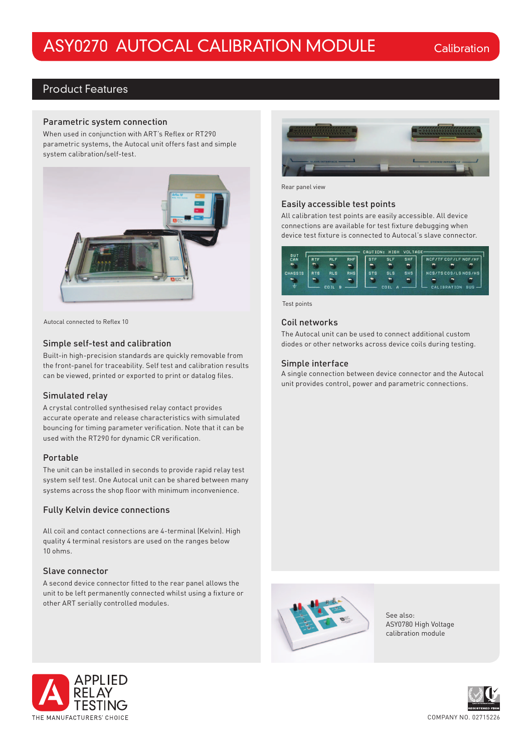# ASY0270 AUTOCAL CALIBRATION MODULE

Calibration

## Product Features

### Parametric system connection

When used in conjunction with ART's Reflex or RT290 parametric systems, the Autocal unit offers fast and simple system calibration/self-test.

Autocal connected to Reflex 10

### Simple self-test and calibration

Built-in high-precision standards are quickly removable from the front-panel for traceability. Self test and calibration results can be viewed, printed or exported to print or datalog files.

### Simulated relay

A crystal controlled synthesised relay contact provides accurate operate and release characteristics with simulated bouncing for timing parameter verification. Note that it can be used with the RT290 for dynamic CR verification.

### Portable

The unit can be installed in seconds to provide rapid relay test system self test. One Autocal unit can be shared between many systems across the shop floor with minimum inconvenience.

### Fully Kelvin device connections

All coil and contact connections are 4-terminal (Kelvin). High quality 4 terminal resistors are used on the ranges below 10 ohms.

### Slave connector

A second device connector fitted to the rear panel allows the unit to be left permanently connected whilst using a fixture or other ART serially controlled modules.

Rear panel view

### Easily accessible test points

All calibration test points are easily accessible. All device connections are available for test fixture debugging when device test fixture is connected to Autocal's slave connector.

Test points

### Coil networks

The Autocal unit can be used to connect additional custom diodes or other networks across device coils during testing.

### Simple interface

A single connection between device connector and the Autocal unit provides control, power and parametric connections.

See also:
ASY0780 High Voltage calibration module

APPLIED RELAY TESTING
THE MANUFACTURERS' CHOICE

COMPANY NO. 02715226